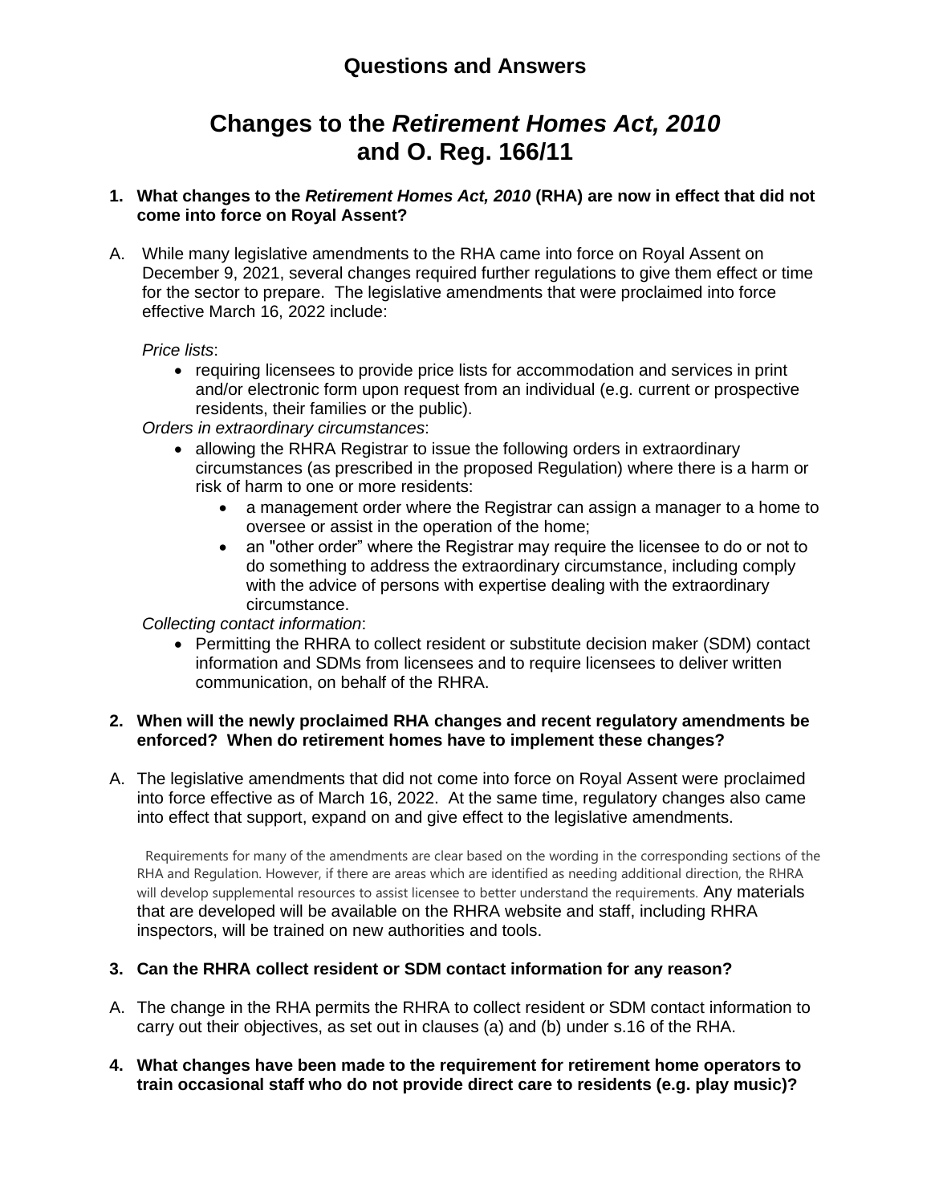## Questions and Answers

# Changes to the *Retirement Homes Act, 2010* and O. Reg. 166/11

**1. What changes to the *Retirement Homes Act, 2010* (RHA) are now in effect that did not come into force on Royal Assent?**

A. While many legislative amendments to the RHA came into force on Royal Assent on December 9, 2021, several changes required further regulations to give them effect or time for the sector to prepare. The legislative amendments that were proclaimed into force effective March 16, 2022 include:

*Price lists*:

- requiring licensees to provide price lists for accommodation and services in print and/or electronic form upon request from an individual (e.g. current or prospective residents, their families or the public).

*Orders in extraordinary circumstances*:

- allowing the RHRA Registrar to issue the following orders in extraordinary circumstances (as prescribed in the proposed Regulation) where there is a harm or risk of harm to one or more residents:
  - a management order where the Registrar can assign a manager to a home to oversee or assist in the operation of the home;
  - an "other order" where the Registrar may require the licensee to do or not to do something to address the extraordinary circumstance, including comply with the advice of persons with expertise dealing with the extraordinary circumstance.

*Collecting contact information*:

- Permitting the RHRA to collect resident or substitute decision maker (SDM) contact information and SDMs from licensees and to require licensees to deliver written communication, on behalf of the RHRA.

**2. When will the newly proclaimed RHA changes and recent regulatory amendments be enforced? When do retirement homes have to implement these changes?**

A. The legislative amendments that did not come into force on Royal Assent were proclaimed into force effective as of March 16, 2022. At the same time, regulatory changes also came into effect that support, expand on and give effect to the legislative amendments.

Requirements for many of the amendments are clear based on the wording in the corresponding sections of the RHA and Regulation. However, if there are areas which are identified as needing additional direction, the RHRA will develop supplemental resources to assist licensee to better understand the requirements. Any materials that are developed will be available on the RHRA website and staff, including RHRA inspectors, will be trained on new authorities and tools.

**3. Can the RHRA collect resident or SDM contact information for any reason?**

A. The change in the RHA permits the RHRA to collect resident or SDM contact information to carry out their objectives, as set out in clauses (a) and (b) under s.16 of the RHA.

**4. What changes have been made to the requirement for retirement home operators to train occasional staff who do not provide direct care to residents (e.g. play music)?**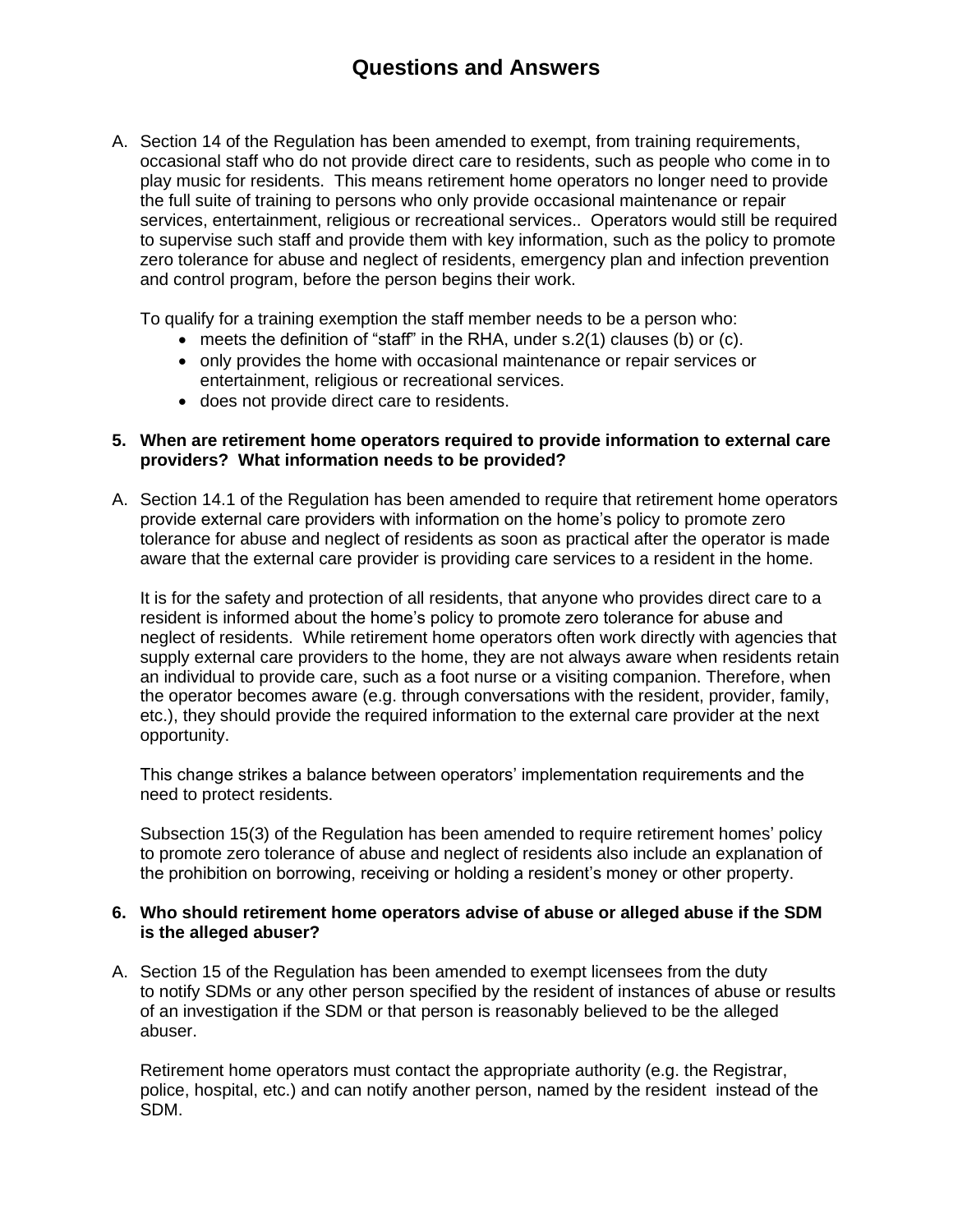# Questions and Answers

A. Section 14 of the Regulation has been amended to exempt, from training requirements, occasional staff who do not provide direct care to residents, such as people who come in to play music for residents. This means retirement home operators no longer need to provide the full suite of training to persons who only provide occasional maintenance or repair services, entertainment, religious or recreational services.. Operators would still be required to supervise such staff and provide them with key information, such as the policy to promote zero tolerance for abuse and neglect of residents, emergency plan and infection prevention and control program, before the person begins their work.

To qualify for a training exemption the staff member needs to be a person who:

- meets the definition of "staff" in the RHA, under s.2(1) clauses (b) or (c).
- only provides the home with occasional maintenance or repair services or entertainment, religious or recreational services.
- does not provide direct care to residents.

**5. When are retirement home operators required to provide information to external care providers? What information needs to be provided?**

A. Section 14.1 of the Regulation has been amended to require that retirement home operators provide external care providers with information on the home's policy to promote zero tolerance for abuse and neglect of residents as soon as practical after the operator is made aware that the external care provider is providing care services to a resident in the home.

It is for the safety and protection of all residents, that anyone who provides direct care to a resident is informed about the home's policy to promote zero tolerance for abuse and neglect of residents. While retirement home operators often work directly with agencies that supply external care providers to the home, they are not always aware when residents retain an individual to provide care, such as a foot nurse or a visiting companion. Therefore, when the operator becomes aware (e.g. through conversations with the resident, provider, family, etc.), they should provide the required information to the external care provider at the next opportunity.

This change strikes a balance between operators' implementation requirements and the need to protect residents.

Subsection 15(3) of the Regulation has been amended to require retirement homes' policy to promote zero tolerance of abuse and neglect of residents also include an explanation of the prohibition on borrowing, receiving or holding a resident's money or other property.

**6. Who should retirement home operators advise of abuse or alleged abuse if the SDM is the alleged abuser?**

A. Section 15 of the Regulation has been amended to exempt licensees from the duty to notify SDMs or any other person specified by the resident of instances of abuse or results of an investigation if the SDM or that person is reasonably believed to be the alleged abuser.

Retirement home operators must contact the appropriate authority (e.g. the Registrar, police, hospital, etc.) and can notify another person, named by the resident instead of the SDM.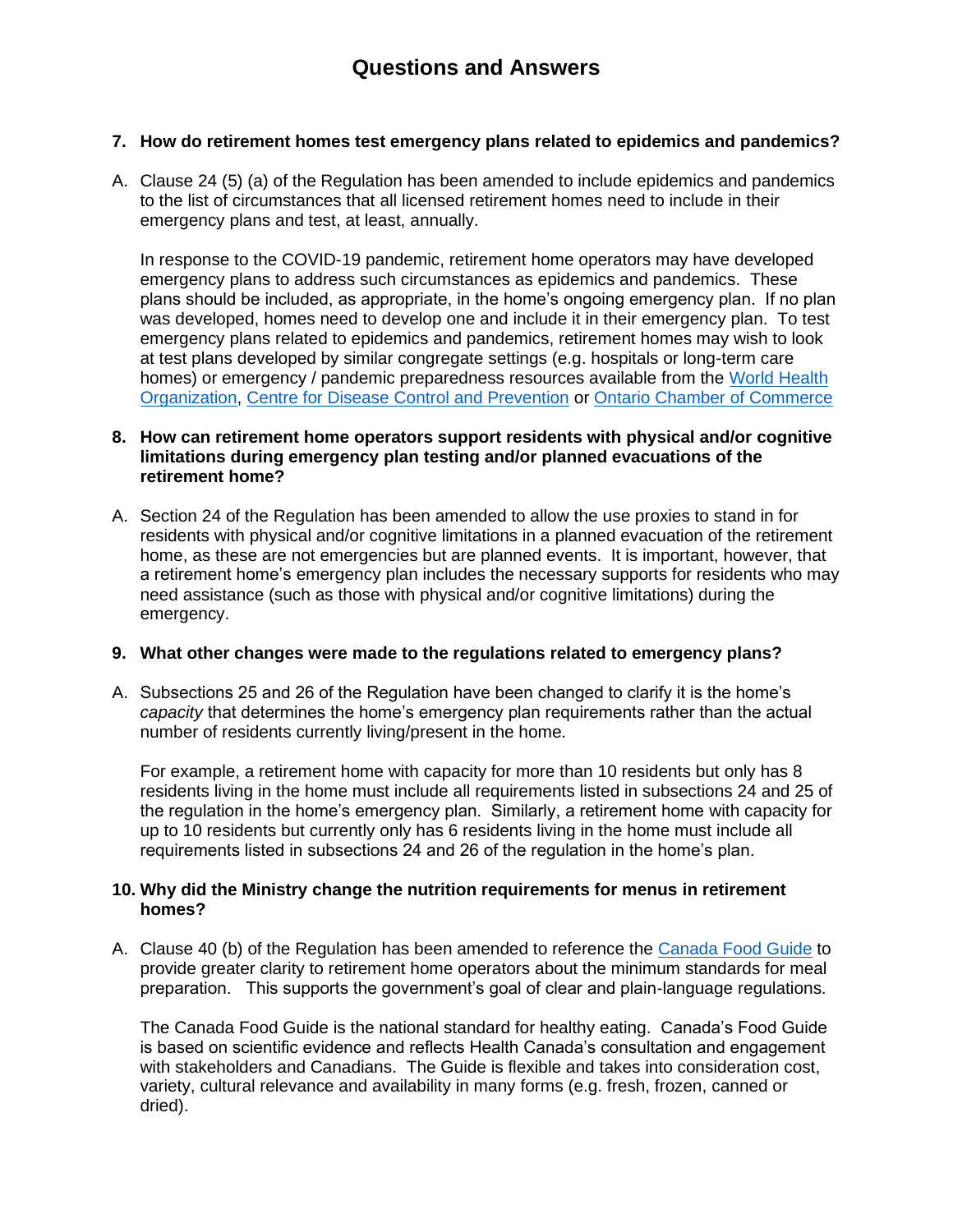# Questions and Answers

**7. How do retirement homes test emergency plans related to epidemics and pandemics?**

A. Clause 24 (5) (a) of the Regulation has been amended to include epidemics and pandemics to the list of circumstances that all licensed retirement homes need to include in their emergency plans and test, at least, annually.

In response to the COVID-19 pandemic, retirement home operators may have developed emergency plans to address such circumstances as epidemics and pandemics. These plans should be included, as appropriate, in the home's ongoing emergency plan. If no plan was developed, homes need to develop one and include it in their emergency plan. To test emergency plans related to epidemics and pandemics, retirement homes may wish to look at test plans developed by similar congregate settings (e.g. hospitals or long-term care homes) or emergency / pandemic preparedness resources available from the World Health Organization, Centre for Disease Control and Prevention or Ontario Chamber of Commerce

**8. How can retirement home operators support residents with physical and/or cognitive limitations during emergency plan testing and/or planned evacuations of the retirement home?**

A. Section 24 of the Regulation has been amended to allow the use proxies to stand in for residents with physical and/or cognitive limitations in a planned evacuation of the retirement home, as these are not emergencies but are planned events. It is important, however, that a retirement home's emergency plan includes the necessary supports for residents who may need assistance (such as those with physical and/or cognitive limitations) during the emergency.

**9. What other changes were made to the regulations related to emergency plans?**

A. Subsections 25 and 26 of the Regulation have been changed to clarify it is the home's *capacity* that determines the home's emergency plan requirements rather than the actual number of residents currently living/present in the home.

For example, a retirement home with capacity for more than 10 residents but only has 8 residents living in the home must include all requirements listed in subsections 24 and 25 of the regulation in the home's emergency plan. Similarly, a retirement home with capacity for up to 10 residents but currently only has 6 residents living in the home must include all requirements listed in subsections 24 and 26 of the regulation in the home's plan.

**10. Why did the Ministry change the nutrition requirements for menus in retirement homes?**

A. Clause 40 (b) of the Regulation has been amended to reference the Canada Food Guide to provide greater clarity to retirement home operators about the minimum standards for meal preparation. This supports the government's goal of clear and plain-language regulations.

The Canada Food Guide is the national standard for healthy eating. Canada's Food Guide is based on scientific evidence and reflects Health Canada's consultation and engagement with stakeholders and Canadians. The Guide is flexible and takes into consideration cost, variety, cultural relevance and availability in many forms (e.g. fresh, frozen, canned or dried).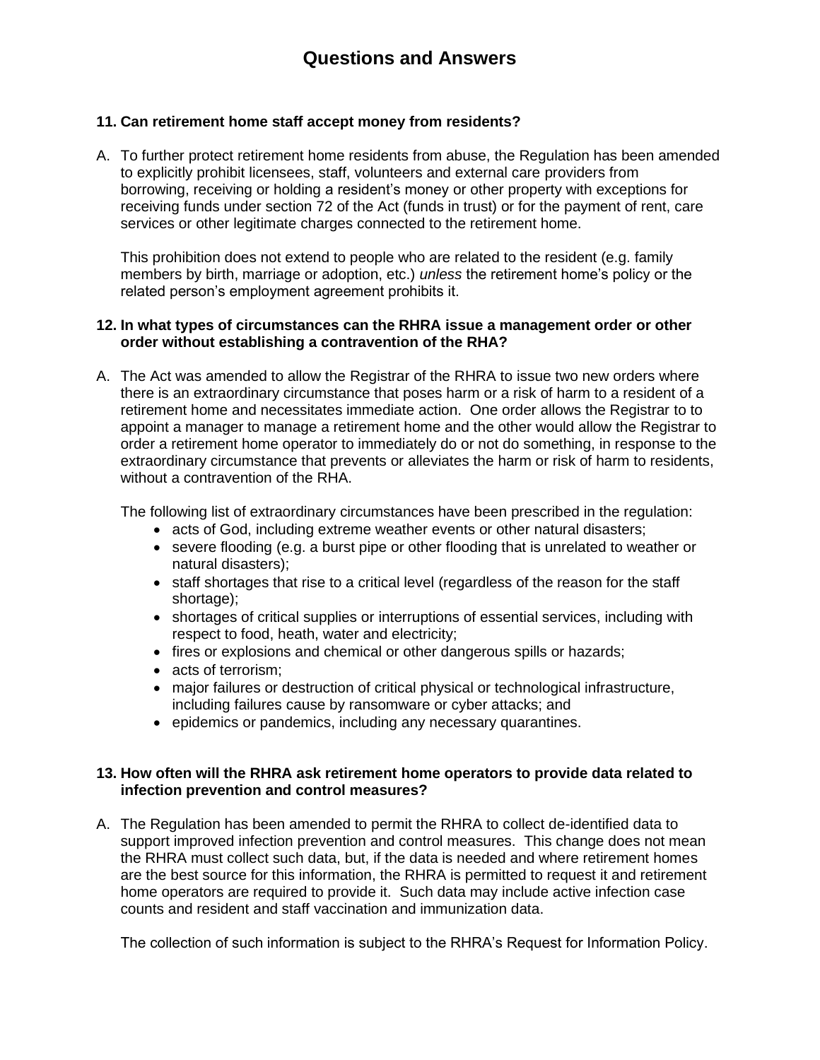# Questions and Answers

**11. Can retirement home staff accept money from residents?**

A. To further protect retirement home residents from abuse, the Regulation has been amended to explicitly prohibit licensees, staff, volunteers and external care providers from borrowing, receiving or holding a resident's money or other property with exceptions for receiving funds under section 72 of the Act (funds in trust) or for the payment of rent, care services or other legitimate charges connected to the retirement home.

This prohibition does not extend to people who are related to the resident (e.g. family members by birth, marriage or adoption, etc.) *unless* the retirement home's policy or the related person's employment agreement prohibits it.

**12. In what types of circumstances can the RHRA issue a management order or other order without establishing a contravention of the RHA?**

A. The Act was amended to allow the Registrar of the RHRA to issue two new orders where there is an extraordinary circumstance that poses harm or a risk of harm to a resident of a retirement home and necessitates immediate action. One order allows the Registrar to to appoint a manager to manage a retirement home and the other would allow the Registrar to order a retirement home operator to immediately do or not do something, in response to the extraordinary circumstance that prevents or alleviates the harm or risk of harm to residents, without a contravention of the RHA.

The following list of extraordinary circumstances have been prescribed in the regulation:

- acts of God, including extreme weather events or other natural disasters;
- severe flooding (e.g. a burst pipe or other flooding that is unrelated to weather or natural disasters);
- staff shortages that rise to a critical level (regardless of the reason for the staff shortage);
- shortages of critical supplies or interruptions of essential services, including with respect to food, heath, water and electricity;
- fires or explosions and chemical or other dangerous spills or hazards;
- acts of terrorism;
- major failures or destruction of critical physical or technological infrastructure, including failures cause by ransomware or cyber attacks; and
- epidemics or pandemics, including any necessary quarantines.

**13. How often will the RHRA ask retirement home operators to provide data related to infection prevention and control measures?**

A. The Regulation has been amended to permit the RHRA to collect de-identified data to support improved infection prevention and control measures. This change does not mean the RHRA must collect such data, but, if the data is needed and where retirement homes are the best source for this information, the RHRA is permitted to request it and retirement home operators are required to provide it. Such data may include active infection case counts and resident and staff vaccination and immunization data.

The collection of such information is subject to the RHRA's Request for Information Policy.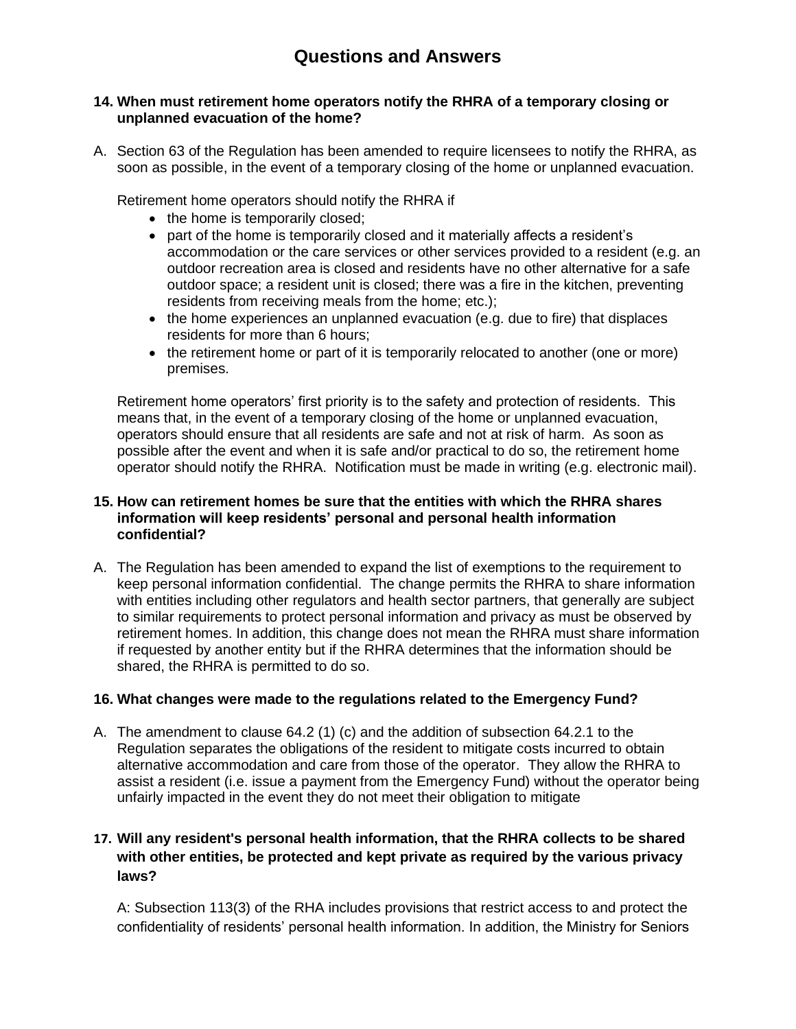# Questions and Answers

**14. When must retirement home operators notify the RHRA of a temporary closing or unplanned evacuation of the home?**

A. Section 63 of the Regulation has been amended to require licensees to notify the RHRA, as soon as possible, in the event of a temporary closing of the home or unplanned evacuation.

Retirement home operators should notify the RHRA if

- the home is temporarily closed;
- part of the home is temporarily closed and it materially affects a resident's accommodation or the care services or other services provided to a resident (e.g. an outdoor recreation area is closed and residents have no other alternative for a safe outdoor space; a resident unit is closed; there was a fire in the kitchen, preventing residents from receiving meals from the home; etc.);
- the home experiences an unplanned evacuation (e.g. due to fire) that displaces residents for more than 6 hours;
- the retirement home or part of it is temporarily relocated to another (one or more) premises.

Retirement home operators' first priority is to the safety and protection of residents. This means that, in the event of a temporary closing of the home or unplanned evacuation, operators should ensure that all residents are safe and not at risk of harm. As soon as possible after the event and when it is safe and/or practical to do so, the retirement home operator should notify the RHRA. Notification must be made in writing (e.g. electronic mail).

**15. How can retirement homes be sure that the entities with which the RHRA shares information will keep residents' personal and personal health information confidential?**

A. The Regulation has been amended to expand the list of exemptions to the requirement to keep personal information confidential. The change permits the RHRA to share information with entities including other regulators and health sector partners, that generally are subject to similar requirements to protect personal information and privacy as must be observed by retirement homes. In addition, this change does not mean the RHRA must share information if requested by another entity but if the RHRA determines that the information should be shared, the RHRA is permitted to do so.

**16. What changes were made to the regulations related to the Emergency Fund?**

A. The amendment to clause 64.2 (1) (c) and the addition of subsection 64.2.1 to the Regulation separates the obligations of the resident to mitigate costs incurred to obtain alternative accommodation and care from those of the operator. They allow the RHRA to assist a resident (i.e. issue a payment from the Emergency Fund) without the operator being unfairly impacted in the event they do not meet their obligation to mitigate

**17. Will any resident's personal health information, that the RHRA collects to be shared with other entities, be protected and kept private as required by the various privacy laws?**

A: Subsection 113(3) of the RHA includes provisions that restrict access to and protect the confidentiality of residents' personal health information. In addition, the Ministry for Seniors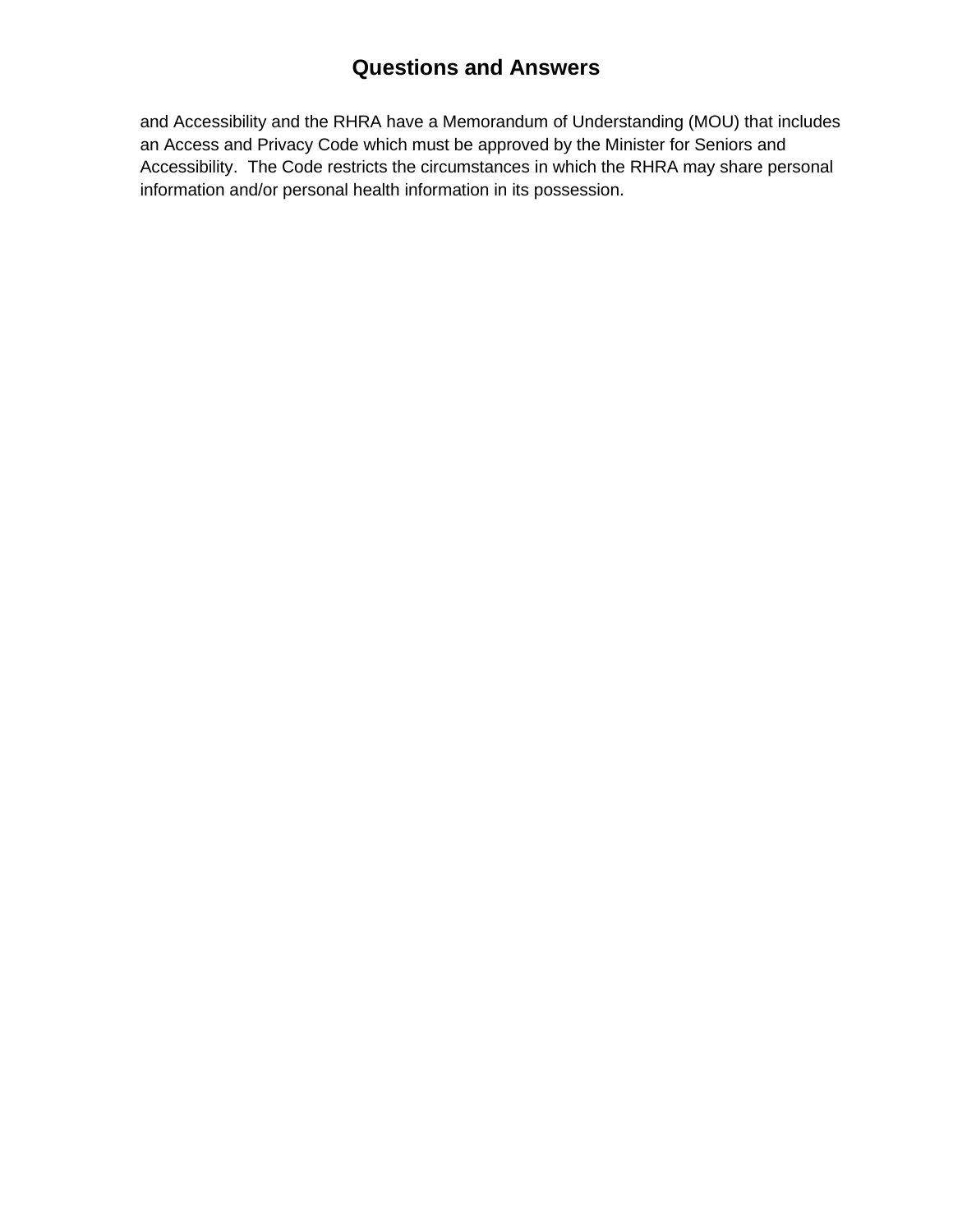and Accessibility and the RHRA have a Memorandum of Understanding (MOU) that includes an Access and Privacy Code which must be approved by the Minister for Seniors and Accessibility. The Code restricts the circumstances in which the RHRA may share personal information and/or personal health information in its possession.